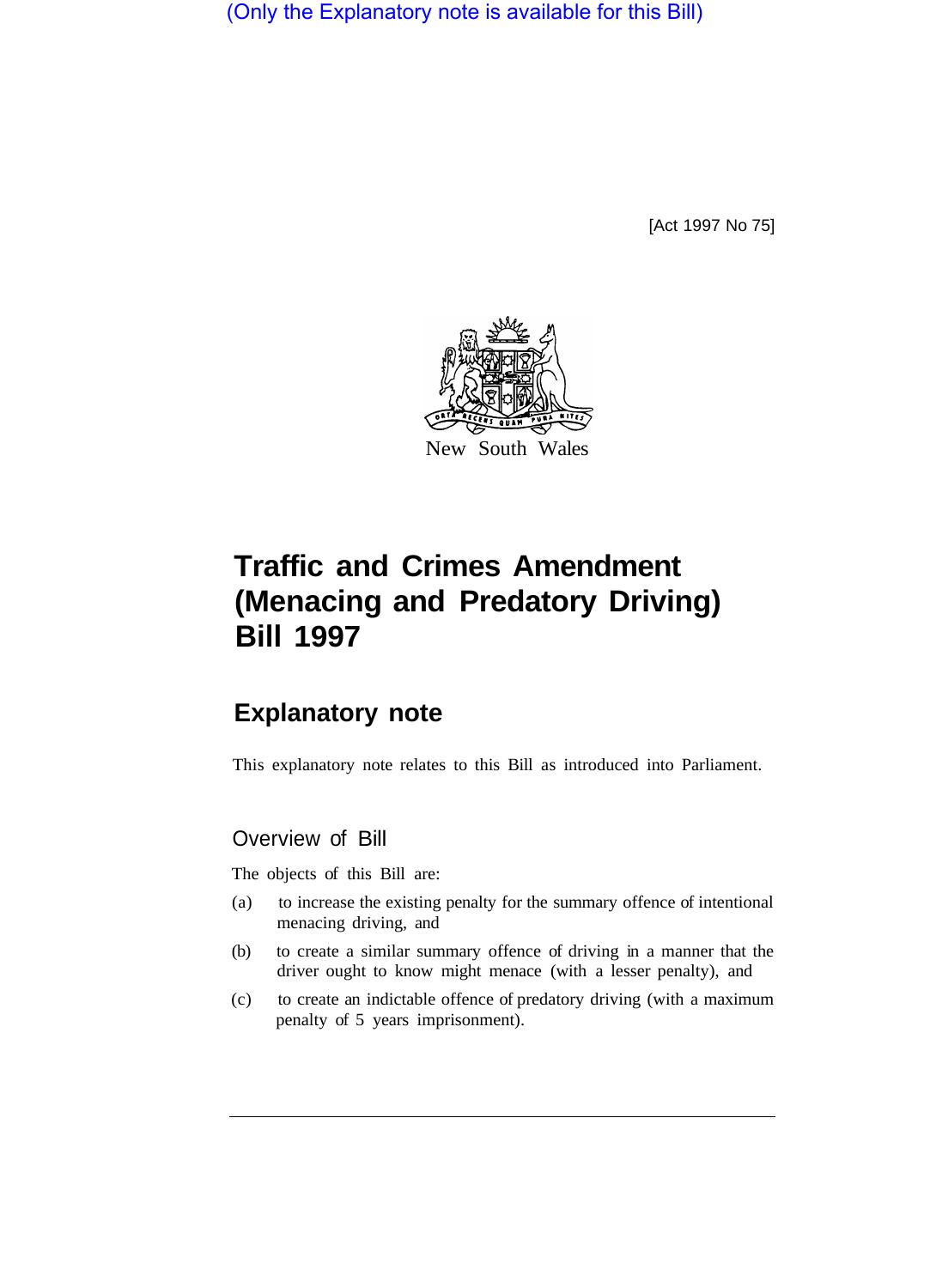(Only the Explanatory note is available for this Bill)

[Act 1997 No 75]

New South Wales

# Traffic and Crimes Amendment (Menacing and Predatory Driving) Bill 1997

## Explanatory note

This explanatory note relates to this Bill as introduced into Parliament.

### Overview of Bill

The objects of this Bill are:

(a) to increase the existing penalty for the summary offence of intentional menacing driving, and

(b) to create a similar summary offence of driving in a manner that the driver ought to know might menace (with a lesser penalty), and

(c) to create an indictable offence of predatory driving (with a maximum penalty of 5 years imprisonment).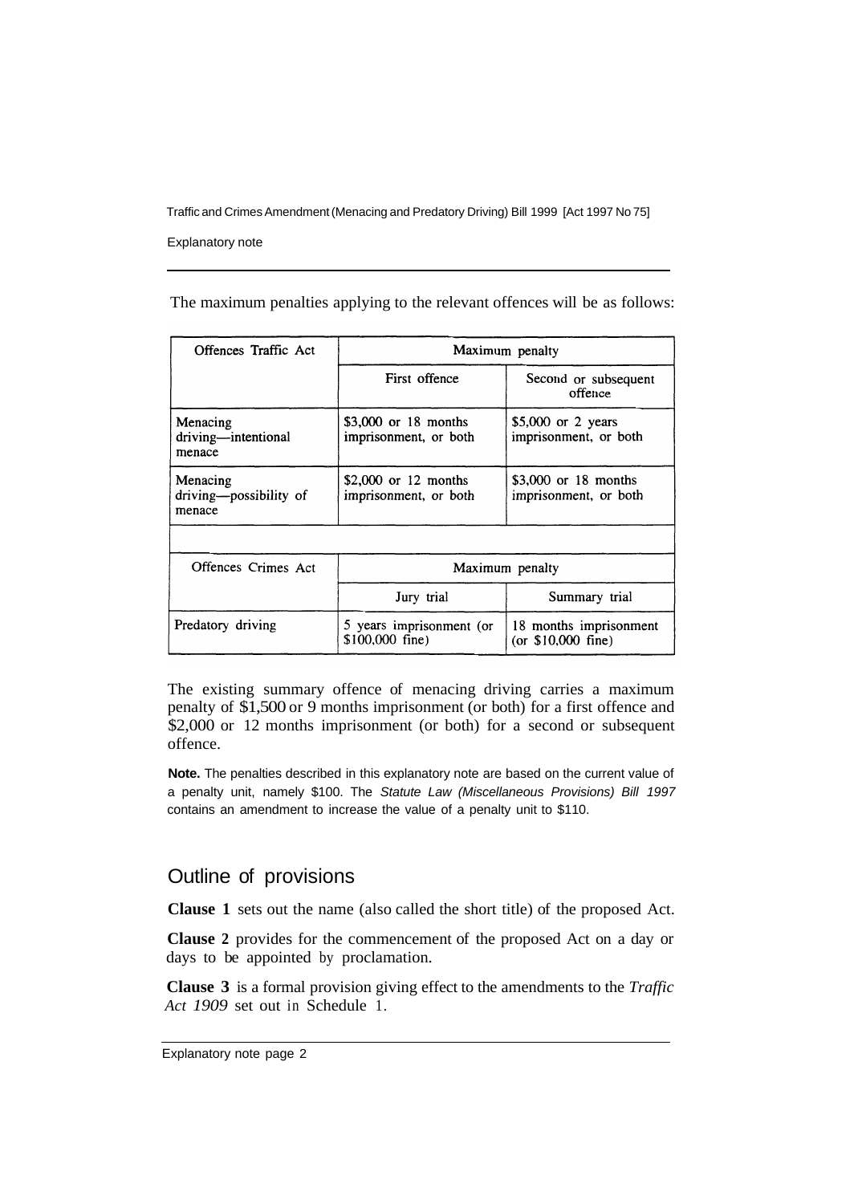The maximum penalties applying to the relevant offences will be as follows:

| Offences Traffic Act | Maximum penalty | |
|---|---|---|
| | First offence | Second or subsequent offence |
| Menacing driving—intentional menace | $3,000 or 18 months imprisonment, or both | $5,000 or 2 years imprisonment, or both |
| Menacing driving—possibility of menace | $2,000 or 12 months imprisonment, or both | $3,000 or 18 months imprisonment, or both |

| Offences Crimes Act | Maximum penalty | |
|---|---|---|
| | Jury trial | Summary trial |
| Predatory driving | 5 years imprisonment (or $100,000 fine) | 18 months imprisonment (or $10,000 fine) |

The existing summary offence of menacing driving carries a maximum penalty of $1,500 or 9 months imprisonment (or both) for a first offence and $2,000 or 12 months imprisonment (or both) for a second or subsequent offence.

**Note.** The penalties described in this explanatory note are based on the current value of a penalty unit, namely $100. The *Statute Law (Miscellaneous Provisions) Bill 1997* contains an amendment to increase the value of a penalty unit to $110.

## Outline of provisions

**Clause 1** sets out the name (also called the short title) of the proposed Act.

**Clause 2** provides for the commencement of the proposed Act on a day or days to be appointed by proclamation.

**Clause 3** is a formal provision giving effect to the amendments to the *Traffic Act 1909* set out in Schedule 1.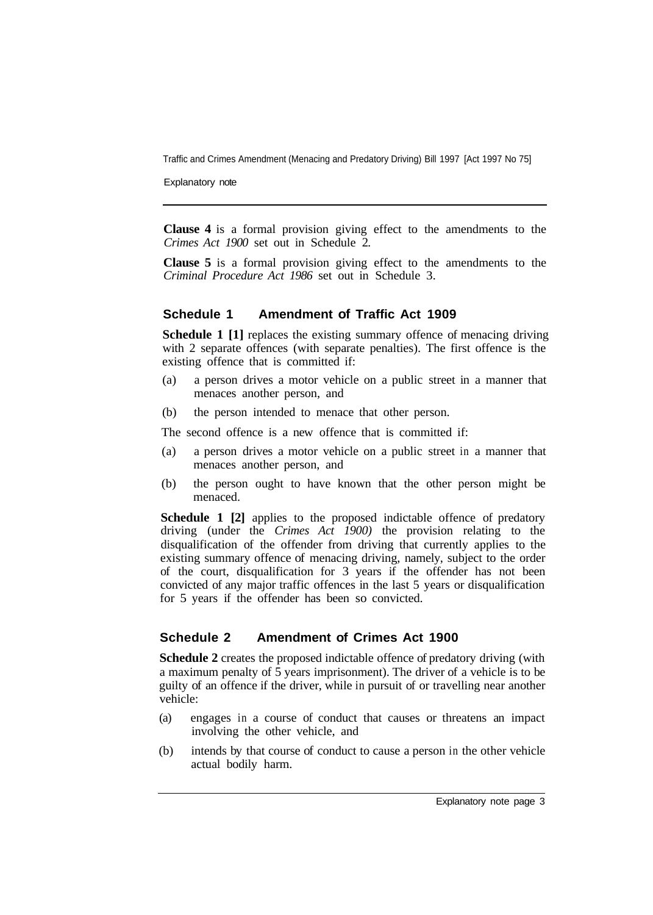**Clause 4** is a formal provision giving effect to the amendments to the *Crimes Act 1900* set out in Schedule 2.

**Clause 5** is a formal provision giving effect to the amendments to the *Criminal Procedure Act 1986* set out in Schedule 3.

## Schedule 1 Amendment of Traffic Act 1909

**Schedule 1 [1]** replaces the existing summary offence of menacing driving with 2 separate offences (with separate penalties). The first offence is the existing offence that is committed if:

(a) a person drives a motor vehicle on a public street in a manner that menaces another person, and

(b) the person intended to menace that other person.

The second offence is a new offence that is committed if:

(a) a person drives a motor vehicle on a public street in a manner that menaces another person, and

(b) the person ought to have known that the other person might be menaced.

**Schedule 1 [2]** applies to the proposed indictable offence of predatory driving (under the *Crimes Act 1900)* the provision relating to the disqualification of the offender from driving that currently applies to the existing summary offence of menacing driving, namely, subject to the order of the court, disqualification for 3 years if the offender has not been convicted of any major traffic offences in the last 5 years or disqualification for 5 years if the offender has been so convicted.

## Schedule 2 Amendment of Crimes Act 1900

**Schedule 2** creates the proposed indictable offence of predatory driving (with a maximum penalty of 5 years imprisonment). The driver of a vehicle is to be guilty of an offence if the driver, while in pursuit of or travelling near another vehicle:

(a) engages in a course of conduct that causes or threatens an impact involving the other vehicle, and

(b) intends by that course of conduct to cause a person in the other vehicle actual bodily harm.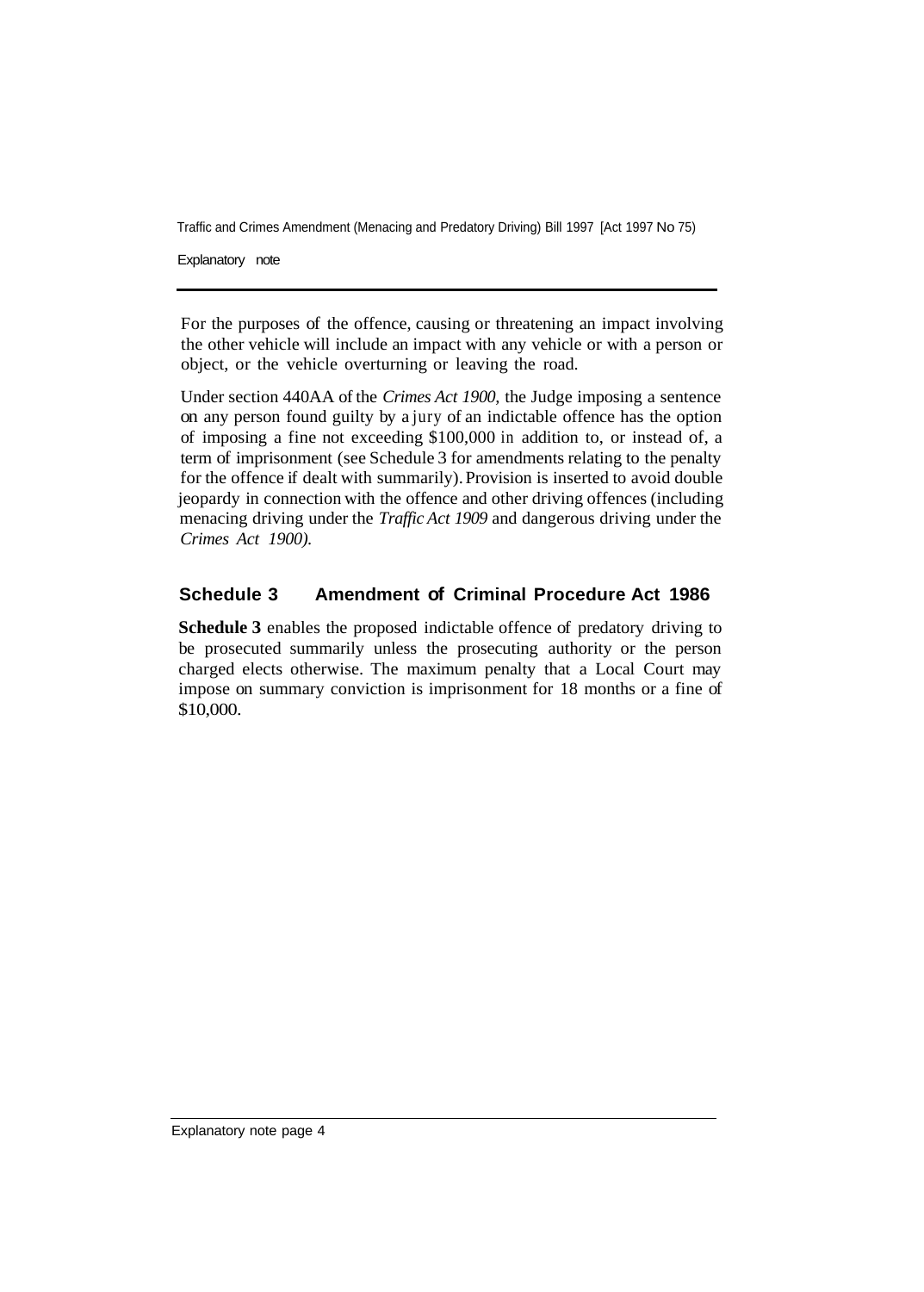For the purposes of the offence, causing or threatening an impact involving the other vehicle will include an impact with any vehicle or with a person or object, or the vehicle overturning or leaving the road.

Under section 440AA of the *Crimes Act 1900,* the Judge imposing a sentence on any person found guilty by a jury of an indictable offence has the option of imposing a fine not exceeding $100,000 in addition to, or instead of, a term of imprisonment (see Schedule 3 for amendments relating to the penalty for the offence if dealt with summarily). Provision is inserted to avoid double jeopardy in connection with the offence and other driving offences (including menacing driving under the *Traffic Act 1909* and dangerous driving under the *Crimes Act 1900).*

## Schedule 3 Amendment of Criminal Procedure Act 1986

**Schedule 3** enables the proposed indictable offence of predatory driving to be prosecuted summarily unless the prosecuting authority or the person charged elects otherwise. The maximum penalty that a Local Court may impose on summary conviction is imprisonment for 18 months or a fine of $10,000.